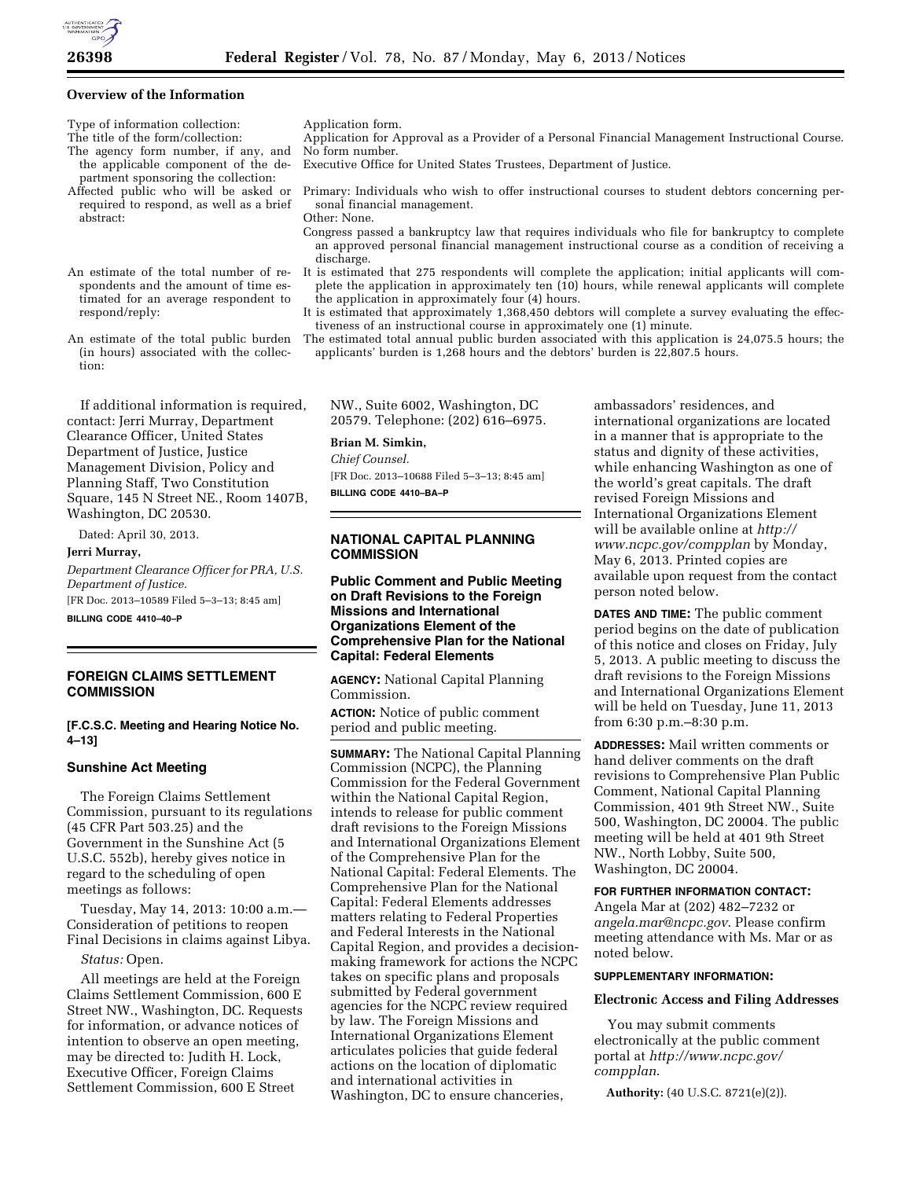**Overview of the Information**

| | |
|---|---|
| Type of information collection: | Application form. |
| The title of the form/collection: | Application for Approval as a Provider of a Personal Financial Management Instructional Course. |
| The agency form number, if any, and the applicable component of the department sponsoring the collection: | No form number. Executive Office for United States Trustees, Department of Justice. |
| Affected public who will be asked or required to respond, as well as a brief abstract: | Primary: Individuals who wish to offer instructional courses to student debtors concerning personal financial management. Other: None. Congress passed a bankruptcy law that requires individuals who file for bankruptcy to complete an approved personal financial management instructional course as a condition of receiving a discharge. |
| An estimate of the total number of respondents and the amount of time estimated for an average respondent to respond/reply: | It is estimated that 275 respondents will complete the application; initial applicants will complete the application in approximately ten (10) hours, while renewal applicants will complete the application in approximately four (4) hours. It is estimated that approximately 1,368,450 debtors will complete a survey evaluating the effectiveness of an instructional course in approximately one (1) minute. |
| An estimate of the total public burden (in hours) associated with the collection: | The estimated total annual public burden associated with this application is 24,075.5 hours; the applicants' burden is 1,268 hours and the debtors' burden is 22,807.5 hours. |

If additional information is required, contact: Jerri Murray, Department Clearance Officer, United States Department of Justice, Justice Management Division, Policy and Planning Staff, Two Constitution Square, 145 N Street NE., Room 1407B, Washington, DC 20530.

Dated: April 30, 2013.

**Jerri Murray,**

*Department Clearance Officer for PRA, U.S. Department of Justice.*

[FR Doc. 2013–10589 Filed 5–3–13; 8:45 am]

**BILLING CODE 4410–40–P**

## FOREIGN CLAIMS SETTLEMENT COMMISSION

**[F.C.S.C. Meeting and Hearing Notice No. 4–13]**

### Sunshine Act Meeting

The Foreign Claims Settlement Commission, pursuant to its regulations (45 CFR Part 503.25) and the Government in the Sunshine Act (5 U.S.C. 552b), hereby gives notice in regard to the scheduling of open meetings as follows:

Tuesday, May 14, 2013: 10:00 a.m.—Consideration of petitions to reopen Final Decisions in claims against Libya.

*Status:* Open.

All meetings are held at the Foreign Claims Settlement Commission, 600 E Street NW., Washington, DC. Requests for information, or advance notices of intention to observe an open meeting, may be directed to: Judith H. Lock, Executive Officer, Foreign Claims Settlement Commission, 600 E Street NW., Suite 6002, Washington, DC 20579. Telephone: (202) 616–6975.

**Brian M. Simkin,**

*Chief Counsel.*

[FR Doc. 2013–10688 Filed 5–3–13; 8:45 am]

**BILLING CODE 4410–BA–P**

## NATIONAL CAPITAL PLANNING COMMISSION

### Public Comment and Public Meeting on Draft Revisions to the Foreign Missions and International Organizations Element of the Comprehensive Plan for the National Capital: Federal Elements

**AGENCY:** National Capital Planning Commission.

**ACTION:** Notice of public comment period and public meeting.

**SUMMARY:** The National Capital Planning Commission (NCPC), the Planning Commission for the Federal Government within the National Capital Region, intends to release for public comment draft revisions to the Foreign Missions and International Organizations Element of the Comprehensive Plan for the National Capital: Federal Elements. The Comprehensive Plan for the National Capital: Federal Elements addresses matters relating to Federal Properties and Federal Interests in the National Capital Region, and provides a decision-making framework for actions the NCPC takes on specific plans and proposals submitted by Federal government agencies for the NCPC review required by law. The Foreign Missions and International Organizations Element articulates policies that guide federal actions on the location of diplomatic and international activities in Washington, DC to ensure chanceries, ambassadors' residences, and international organizations are located in a manner that is appropriate to the status and dignity of these activities, while enhancing Washington as one of the world's great capitals. The draft revised Foreign Missions and International Organizations Element will be available online at *http://www.ncpc.gov/compplan* by Monday, May 6, 2013. Printed copies are available upon request from the contact person noted below.

**DATES AND TIME:** The public comment period begins on the date of publication of this notice and closes on Friday, July 5, 2013. A public meeting to discuss the draft revisions to the Foreign Missions and International Organizations Element will be held on Tuesday, June 11, 2013 from 6:30 p.m.–8:30 p.m.

**ADDRESSES:** Mail written comments or hand deliver comments on the draft revisions to Comprehensive Plan Public Comment, National Capital Planning Commission, 401 9th Street NW., Suite 500, Washington, DC 20004. The public meeting will be held at 401 9th Street NW., North Lobby, Suite 500, Washington, DC 20004.

**FOR FURTHER INFORMATION CONTACT:** Angela Mar at (202) 482–7232 or *angela.mar@ncpc.gov*. Please confirm meeting attendance with Ms. Mar or as noted below.

**SUPPLEMENTARY INFORMATION:**

**Electronic Access and Filing Addresses**

You may submit comments electronically at the public comment portal at *http://www.ncpc.gov/compplan.*

**Authority:** (40 U.S.C. 8721(e)(2)).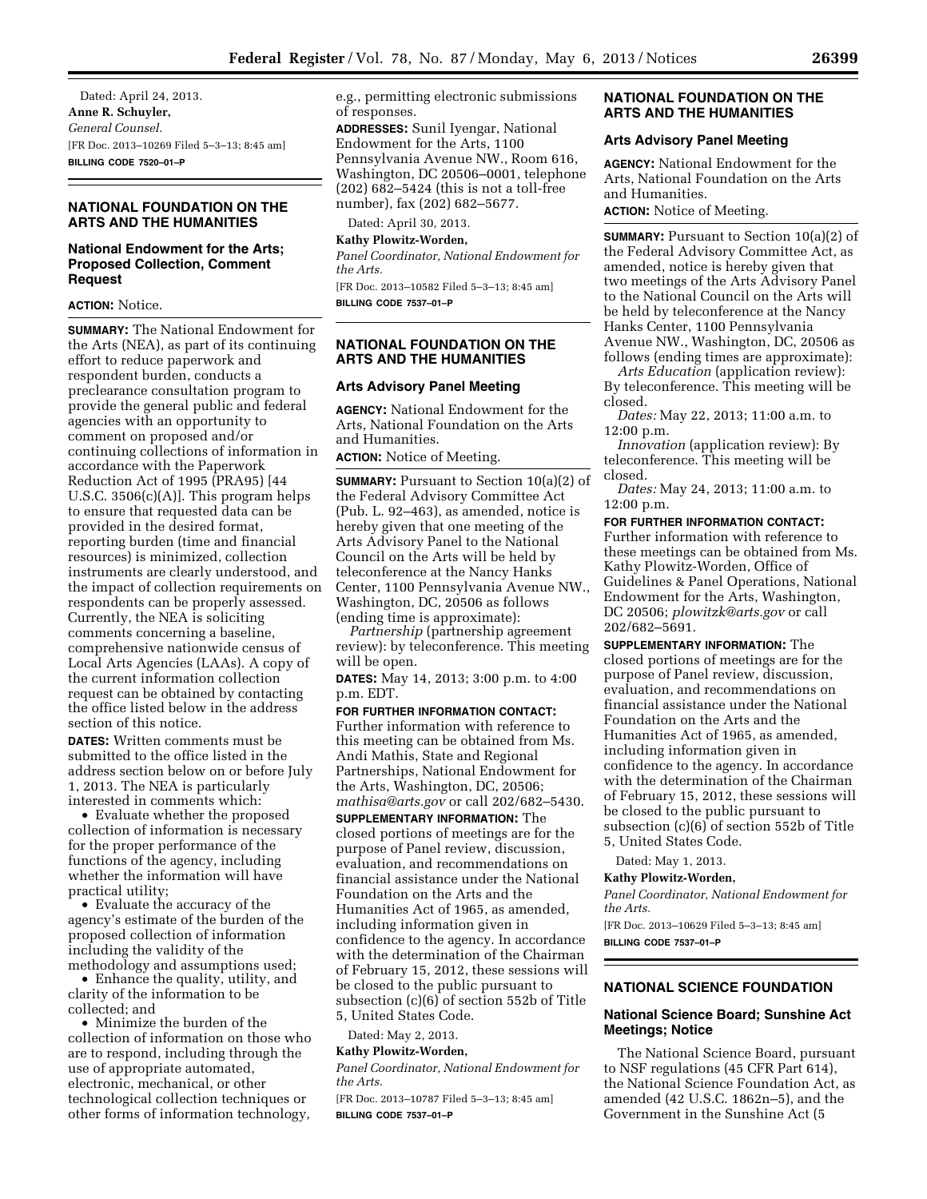Dated: April 24, 2013.

**Anne R. Schuyler,**

*General Counsel.*

[FR Doc. 2013–10269 Filed 5–3–13; 8:45 am]

**BILLING CODE 7520–01–P**

## NATIONAL FOUNDATION ON THE ARTS AND THE HUMANITIES

### National Endowment for the Arts; Proposed Collection, Comment Request

**ACTION:** Notice.

**SUMMARY:** The National Endowment for the Arts (NEA), as part of its continuing effort to reduce paperwork and respondent burden, conducts a preclearance consultation program to provide the general public and federal agencies with an opportunity to comment on proposed and/or continuing collections of information in accordance with the Paperwork Reduction Act of 1995 (PRA95) [44 U.S.C. 3506(c)(A)]. This program helps to ensure that requested data can be provided in the desired format, reporting burden (time and financial resources) is minimized, collection instruments are clearly understood, and the impact of collection requirements on respondents can be properly assessed. Currently, the NEA is soliciting comments concerning a baseline, comprehensive nationwide census of Local Arts Agencies (LAAs). A copy of the current information collection request can be obtained by contacting the office listed below in the address section of this notice.

**DATES:** Written comments must be submitted to the office listed in the address section below on or before July 1, 2013. The NEA is particularly interested in comments which:

- Evaluate whether the proposed collection of information is necessary for the proper performance of the functions of the agency, including whether the information will have practical utility;
- Evaluate the accuracy of the agency's estimate of the burden of the proposed collection of information including the validity of the methodology and assumptions used;
- Enhance the quality, utility, and clarity of the information to be collected; and
- Minimize the burden of the collection of information on those who are to respond, including through the use of appropriate automated, electronic, mechanical, or other technological collection techniques or other forms of information technology, e.g., permitting electronic submissions of responses.

**ADDRESSES:** Sunil Iyengar, National Endowment for the Arts, 1100 Pennsylvania Avenue NW., Room 616, Washington, DC 20506–0001, telephone (202) 682–5424 (this is not a toll-free number), fax (202) 682–5677.

Dated: April 30, 2013.

**Kathy Plowitz-Worden,**

*Panel Coordinator, National Endowment for the Arts.*

[FR Doc. 2013–10582 Filed 5–3–13; 8:45 am]

**BILLING CODE 7537–01–P**

## NATIONAL FOUNDATION ON THE ARTS AND THE HUMANITIES

### Arts Advisory Panel Meeting

**AGENCY:** National Endowment for the Arts, National Foundation on the Arts and Humanities.

**ACTION:** Notice of Meeting.

**SUMMARY:** Pursuant to Section 10(a)(2) of the Federal Advisory Committee Act (Pub. L. 92–463), as amended, notice is hereby given that one meeting of the Arts Advisory Panel to the National Council on the Arts will be held by teleconference at the Nancy Hanks Center, 1100 Pennsylvania Avenue NW., Washington, DC, 20506 as follows (ending time is approximate):

*Partnership* (partnership agreement review): by teleconference. This meeting will be open.

**DATES:** May 14, 2013; 3:00 p.m. to 4:00 p.m. EDT.

**FOR FURTHER INFORMATION CONTACT:** Further information with reference to this meeting can be obtained from Ms. Andi Mathis, State and Regional Partnerships, National Endowment for the Arts, Washington, DC, 20506; *mathisa@arts.gov* or call 202/682–5430.

**SUPPLEMENTARY INFORMATION:** The closed portions of meetings are for the purpose of Panel review, discussion, evaluation, and recommendations on financial assistance under the National Foundation on the Arts and the Humanities Act of 1965, as amended, including information given in confidence to the agency. In accordance with the determination of the Chairman of February 15, 2012, these sessions will be closed to the public pursuant to subsection (c)(6) of section 552b of Title 5, United States Code.

Dated: May 2, 2013.

**Kathy Plowitz-Worden,**

*Panel Coordinator, National Endowment for the Arts.*

[FR Doc. 2013–10787 Filed 5–3–13; 8:45 am]

**BILLING CODE 7537–01–P**

## NATIONAL FOUNDATION ON THE ARTS AND THE HUMANITIES

### Arts Advisory Panel Meeting

**AGENCY:** National Endowment for the Arts, National Foundation on the Arts and Humanities.

**ACTION:** Notice of Meeting.

**SUMMARY:** Pursuant to Section 10(a)(2) of the Federal Advisory Committee Act, as amended, notice is hereby given that two meetings of the Arts Advisory Panel to the National Council on the Arts will be held by teleconference at the Nancy Hanks Center, 1100 Pennsylvania Avenue NW., Washington, DC, 20506 as follows (ending times are approximate):

*Arts Education* (application review): By teleconference. This meeting will be closed.

*Dates:* May 22, 2013; 11:00 a.m. to 12:00 p.m.

*Innovation* (application review): By teleconference. This meeting will be closed.

*Dates:* May 24, 2013; 11:00 a.m. to 12:00 p.m.

**FOR FURTHER INFORMATION CONTACT:** Further information with reference to these meetings can be obtained from Ms. Kathy Plowitz-Worden, Office of Guidelines & Panel Operations, National Endowment for the Arts, Washington, DC 20506; *plowitzk@arts.gov* or call 202/682–5691.

**SUPPLEMENTARY INFORMATION:** The closed portions of meetings are for the purpose of Panel review, discussion, evaluation, and recommendations on financial assistance under the National Foundation on the Arts and the Humanities Act of 1965, as amended, including information given in confidence to the agency. In accordance with the determination of the Chairman of February 15, 2012, these sessions will be closed to the public pursuant to subsection (c)(6) of section 552b of Title 5, United States Code.

Dated: May 1, 2013.

**Kathy Plowitz-Worden,**

*Panel Coordinator, National Endowment for the Arts.*

[FR Doc. 2013–10629 Filed 5–3–13; 8:45 am]

**BILLING CODE 7537–01–P**

## NATIONAL SCIENCE FOUNDATION

### National Science Board; Sunshine Act Meetings; Notice

The National Science Board, pursuant to NSF regulations (45 CFR Part 614), the National Science Foundation Act, as amended (42 U.S.C. 1862n–5), and the Government in the Sunshine Act (5